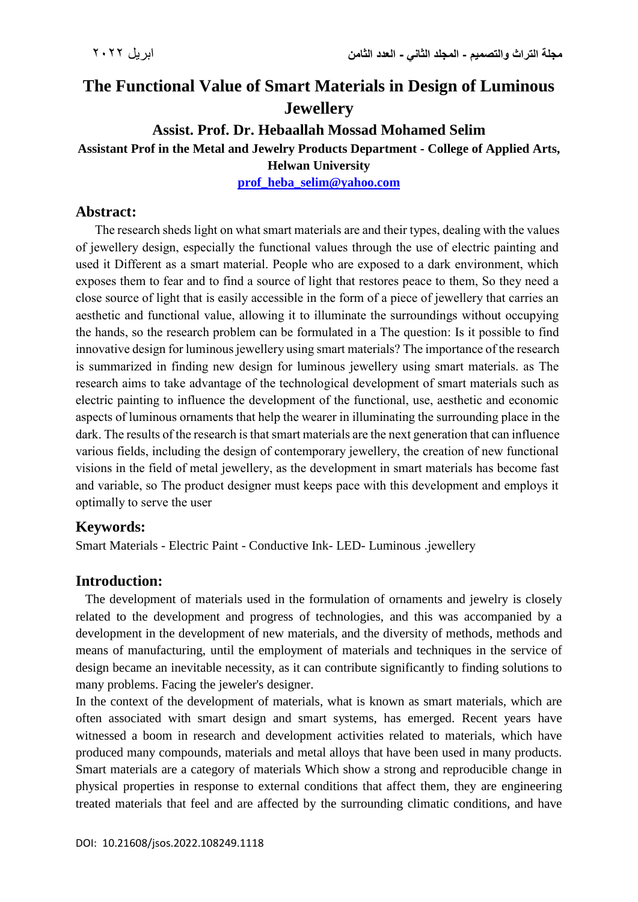# The Functional Value of Smart Materials in Design of Luminous Jewellery

### Assist. Prof. Dr. Hebaallah Mossad Mohamed Selim

**Assistant Prof in the Metal and Jewelry Products Department - College of Applied Arts, Helwan University**

**prof_heba_selim@yahoo.com**

## Abstract:

The research sheds light on what smart materials are and their types, dealing with the values of jewellery design, especially the functional values through the use of electric painting and used it Different as a smart material. People who are exposed to a dark environment, which exposes them to fear and to find a source of light that restores peace to them, So they need a close source of light that is easily accessible in the form of a piece of jewellery that carries an aesthetic and functional value, allowing it to illuminate the surroundings without occupying the hands, so the research problem can be formulated in a The question: Is it possible to find innovative design for luminous jewellery using smart materials? The importance of the research is summarized in finding new design for luminous jewellery using smart materials. as The research aims to take advantage of the technological development of smart materials such as electric painting to influence the development of the functional, use, aesthetic and economic aspects of luminous ornaments that help the wearer in illuminating the surrounding place in the dark. The results of the research is that smart materials are the next generation that can influence various fields, including the design of contemporary jewellery, the creation of new functional visions in the field of metal jewellery, as the development in smart materials has become fast and variable, so The product designer must keeps pace with this development and employs it optimally to serve the user

## Keywords:

Smart Materials - Electric Paint - Conductive Ink- LED- Luminous .jewellery

## Introduction:

The development of materials used in the formulation of ornaments and jewelry is closely related to the development and progress of technologies, and this was accompanied by a development in the development of new materials, and the diversity of methods, methods and means of manufacturing, until the employment of materials and techniques in the service of design became an inevitable necessity, as it can contribute significantly to finding solutions to many problems. Facing the jeweler's designer.

In the context of the development of materials, what is known as smart materials, which are often associated with smart design and smart systems, has emerged. Recent years have witnessed a boom in research and development activities related to materials, which have produced many compounds, materials and metal alloys that have been used in many products. Smart materials are a category of materials Which show a strong and reproducible change in physical properties in response to external conditions that affect them, they are engineering treated materials that feel and are affected by the surrounding climatic conditions, and have

DOI: 10.21608/jsos.2022.108249.1118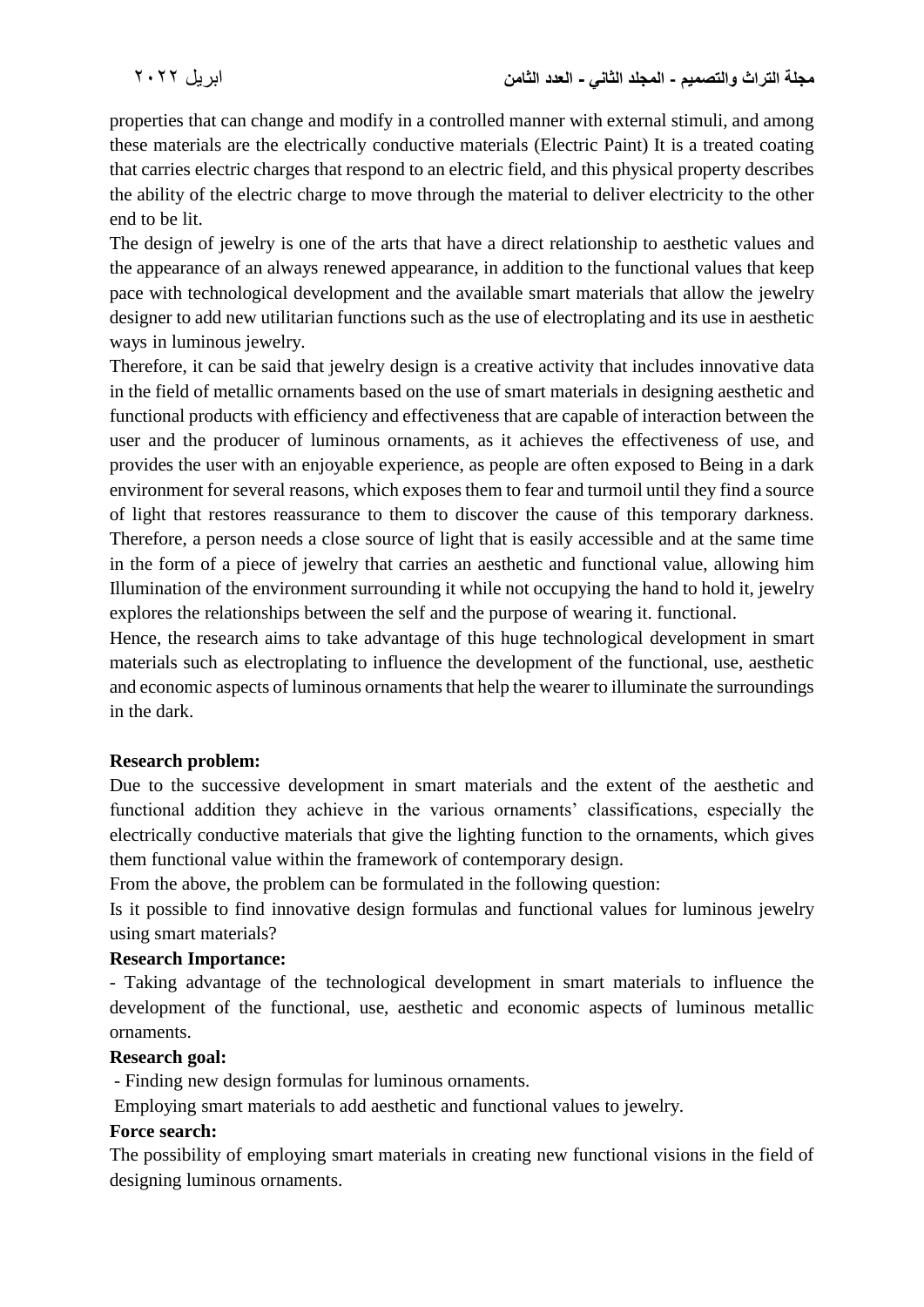properties that can change and modify in a controlled manner with external stimuli, and among these materials are the electrically conductive materials (Electric Paint) It is a treated coating that carries electric charges that respond to an electric field, and this physical property describes the ability of the electric charge to move through the material to deliver electricity to the other end to be lit.

The design of jewelry is one of the arts that have a direct relationship to aesthetic values and the appearance of an always renewed appearance, in addition to the functional values that keep pace with technological development and the available smart materials that allow the jewelry designer to add new utilitarian functions such as the use of electroplating and its use in aesthetic ways in luminous jewelry.

Therefore, it can be said that jewelry design is a creative activity that includes innovative data in the field of metallic ornaments based on the use of smart materials in designing aesthetic and functional products with efficiency and effectiveness that are capable of interaction between the user and the producer of luminous ornaments, as it achieves the effectiveness of use, and provides the user with an enjoyable experience, as people are often exposed to Being in a dark environment for several reasons, which exposes them to fear and turmoil until they find a source of light that restores reassurance to them to discover the cause of this temporary darkness. Therefore, a person needs a close source of light that is easily accessible and at the same time in the form of a piece of jewelry that carries an aesthetic and functional value, allowing him Illumination of the environment surrounding it while not occupying the hand to hold it, jewelry explores the relationships between the self and the purpose of wearing it. functional.

Hence, the research aims to take advantage of this huge technological development in smart materials such as electroplating to influence the development of the functional, use, aesthetic and economic aspects of luminous ornaments that help the wearer to illuminate the surroundings in the dark.

**Research problem:**

Due to the successive development in smart materials and the extent of the aesthetic and functional addition they achieve in the various ornaments' classifications, especially the electrically conductive materials that give the lighting function to the ornaments, which gives them functional value within the framework of contemporary design.

From the above, the problem can be formulated in the following question:

Is it possible to find innovative design formulas and functional values for luminous jewelry using smart materials?

**Research Importance:**

- Taking advantage of the technological development in smart materials to influence the development of the functional, use, aesthetic and economic aspects of luminous metallic ornaments.

**Research goal:**

- Finding new design formulas for luminous ornaments.

Employing smart materials to add aesthetic and functional values to jewelry.

**Force search:**

The possibility of employing smart materials in creating new functional visions in the field of designing luminous ornaments.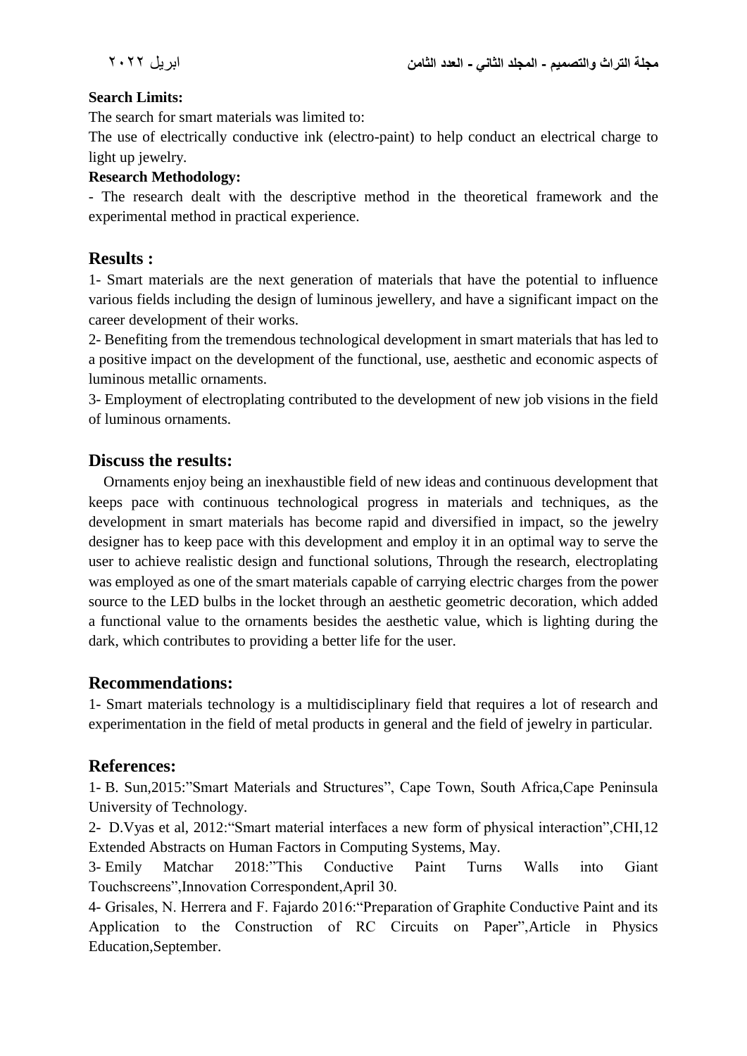**Search Limits:**

The search for smart materials was limited to:

The use of electrically conductive ink (electro-paint) to help conduct an electrical charge to light up jewelry.

**Research Methodology:**

- The research dealt with the descriptive method in the theoretical framework and the experimental method in practical experience.

## Results :

1- Smart materials are the next generation of materials that have the potential to influence various fields including the design of luminous jewellery, and have a significant impact on the career development of their works.

2- Benefiting from the tremendous technological development in smart materials that has led to a positive impact on the development of the functional, use, aesthetic and economic aspects of luminous metallic ornaments.

3- Employment of electroplating contributed to the development of new job visions in the field of luminous ornaments.

## Discuss the results:

Ornaments enjoy being an inexhaustible field of new ideas and continuous development that keeps pace with continuous technological progress in materials and techniques, as the development in smart materials has become rapid and diversified in impact, so the jewelry designer has to keep pace with this development and employ it in an optimal way to serve the user to achieve realistic design and functional solutions, Through the research, electroplating was employed as one of the smart materials capable of carrying electric charges from the power source to the LED bulbs in the locket through an aesthetic geometric decoration, which added a functional value to the ornaments besides the aesthetic value, which is lighting during the dark, which contributes to providing a better life for the user.

## Recommendations:

1- Smart materials technology is a multidisciplinary field that requires a lot of research and experimentation in the field of metal products in general and the field of jewelry in particular.

## References:

1- B. Sun,2015:"Smart Materials and Structures", Cape Town, South Africa,Cape Peninsula University of Technology.

2- D.Vyas et al, 2012:"Smart material interfaces a new form of physical interaction",CHI,12 Extended Abstracts on Human Factors in Computing Systems, May.

3- Emily Matchar 2018:"This Conductive Paint Turns Walls into Giant Touchscreens",Innovation Correspondent,April 30.

4- Grisales, N. Herrera and F. Fajardo 2016:"Preparation of Graphite Conductive Paint and its Application to the Construction of RC Circuits on Paper",Article in Physics Education,September.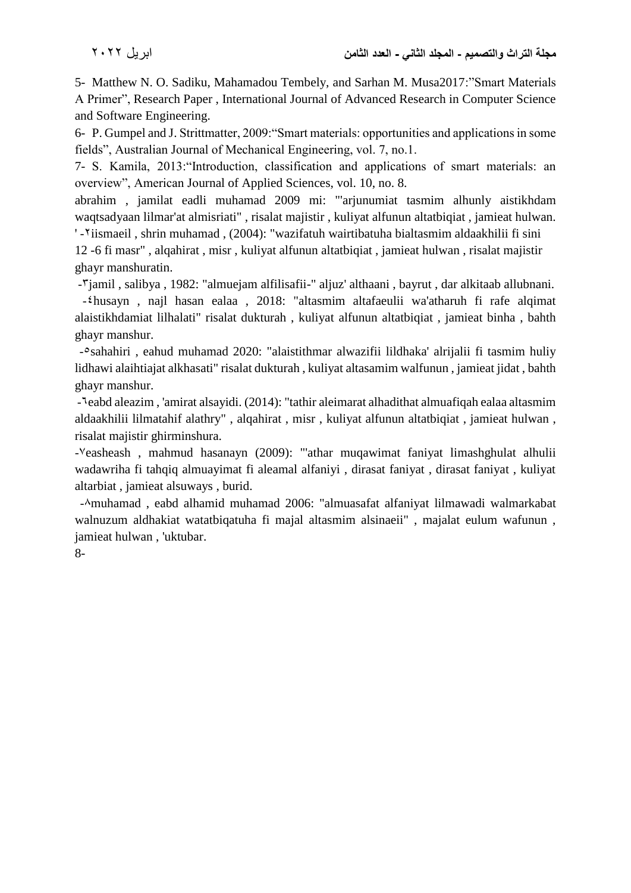5- Matthew N. O. Sadiku, Mahamadou Tembely, and Sarhan M. Musa2017:"Smart Materials A Primer", Research Paper , International Journal of Advanced Research in Computer Science and Software Engineering.

6- P. Gumpel and J. Strittmatter, 2009:"Smart materials: opportunities and applications in some fields", Australian Journal of Mechanical Engineering, vol. 7, no.1.

7- S. Kamila, 2013:"Introduction, classification and applications of smart materials: an overview", American Journal of Applied Sciences, vol. 10, no. 8.

abrahim , jamilat eadli muhamad 2009 mi: "'arjunumiat tasmim alhunly aistikhdam waqtsadyaan lilmar'at almisriati" , risalat majistir , kuliyat alfunun altatbiqiat , jamieat hulwan.

' -٢iismaeil , shrin muhamad , (2004): "wazifatuh wairtibatuha bialtasmim aldaakhilii fi sini 12 -6 fi masr" , alqahirat , misr , kuliyat alfunun altatbiqiat , jamieat hulwan , risalat majistir ghayr manshuratin.

-٣jamil , salibya , 1982: "almuejam alfilisafii-" aljuz' althaani , bayrut , dar alkitaab allubnani.

-٤husayn , najl hasan ealaa , 2018: "altasmim altafaeulii wa'atharuh fi rafe alqimat alaistikhdamiat lilhalati" risalat dukturah , kuliyat alfunun altatbiqiat , jamieat binha , bahth ghayr manshur.

-٥sahahiri , eahud muhamad 2020: "alaistithmar alwazifii lildhaka' alrijalii fi tasmim huliy lidhawi alaihtiajat alkhasati" risalat dukturah , kuliyat altasamim walfunun , jamieat jidat , bahth ghayr manshur.

-٦eabd aleazim , 'amirat alsayidi. (2014): "tathir aleimarat alhadithat almuafiqah ealaa altasmim aldaakhilii lilmatahif alathry" , alqahirat , misr , kuliyat alfunun altatbiqiat , jamieat hulwan , risalat majistir ghirminshura.

-٧easheash , mahmud hasanayn (2009): "'athar muqawimat faniyat limashghulat alhulii wadawriha fi tahqiq almuayimat fi aleamal alfaniyi , dirasat faniyat , dirasat faniyat , kuliyat altarbiat , jamieat alsuways , burid.

-٨muhamad , eabd alhamid muhamad 2006: "almuasafat alfaniyat lilmawadi walmarkabat walnuzum aldhakiat watatbiqatuha fi majal altasmim alsinaeii" , majalat eulum wafunun , jamieat hulwan , 'uktubar.

8-